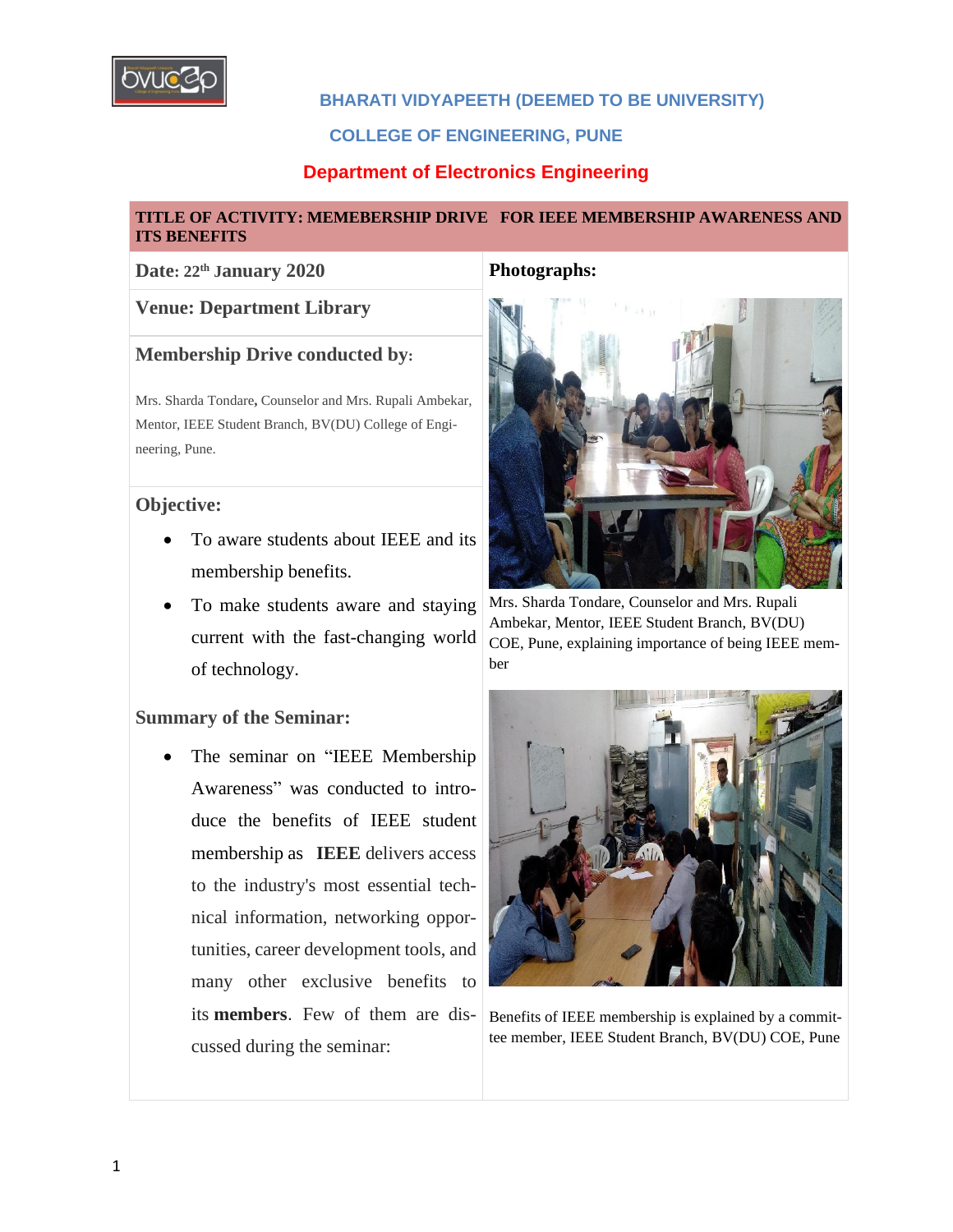# BHARATI VIDYAPEETH (DEEMED TO BE UNIVERSITY)

## COLLEGE OF ENGINEERING, PUNE

## Department of Electronics Engineering

**TITLE OF ACTIVITY: MEMEBERSHIP DRIVE FOR IEEE MEMBERSHIP AWARENESS AND ITS BENEFITS**

**Date: 22th January 2020**

**Venue: Department Library**

### Membership Drive conducted by:

Mrs. Sharda Tondare, Counselor and Mrs. Rupali Ambekar, Mentor, IEEE Student Branch, BV(DU) College of Engineering, Pune.

### Objective:

- To aware students about IEEE and its membership benefits.
- To make students aware and staying current with the fast-changing world of technology.

### Summary of the Seminar:

- The seminar on "IEEE Membership Awareness" was conducted to introduce the benefits of IEEE student membership as **IEEE** delivers access to the industry's most essential technical information, networking opportunities, career development tools, and many other exclusive benefits to its **members**. Few of them are discussed during the seminar:

### Photographs:

Mrs. Sharda Tondare, Counselor and Mrs. Rupali Ambekar, Mentor, IEEE Student Branch, BV(DU) COE, Pune, explaining importance of being IEEE member

Benefits of IEEE membership is explained by a committee member, IEEE Student Branch, BV(DU) COE, Pune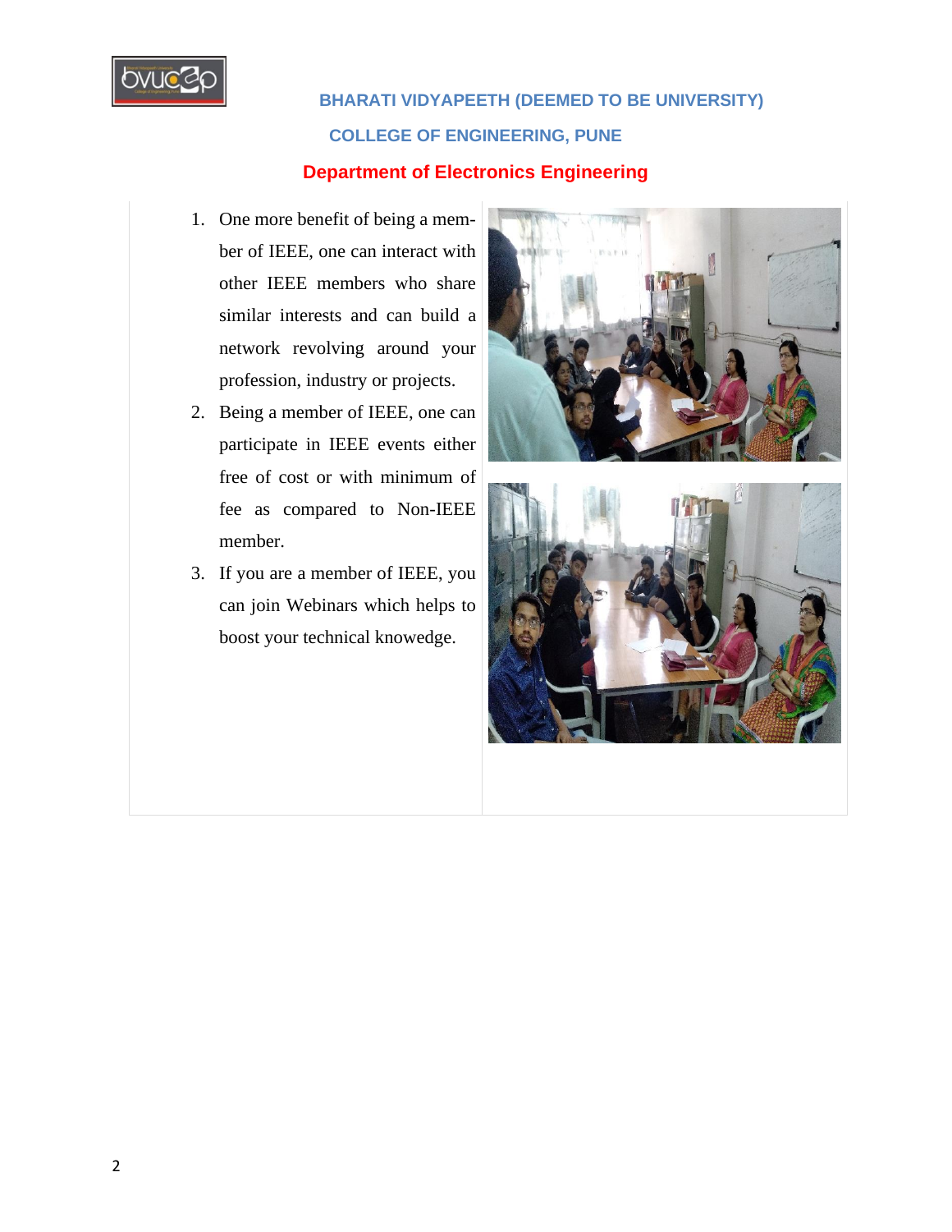1. One more benefit of being a member of IEEE, one can interact with other IEEE members who share similar interests and can build a network revolving around your profession, industry or projects.
2. Being a member of IEEE, one can participate in IEEE events either free of cost or with minimum of fee as compared to Non-IEEE member.
3. If you are a member of IEEE, you can join Webinars which helps to boost your technical knowedge.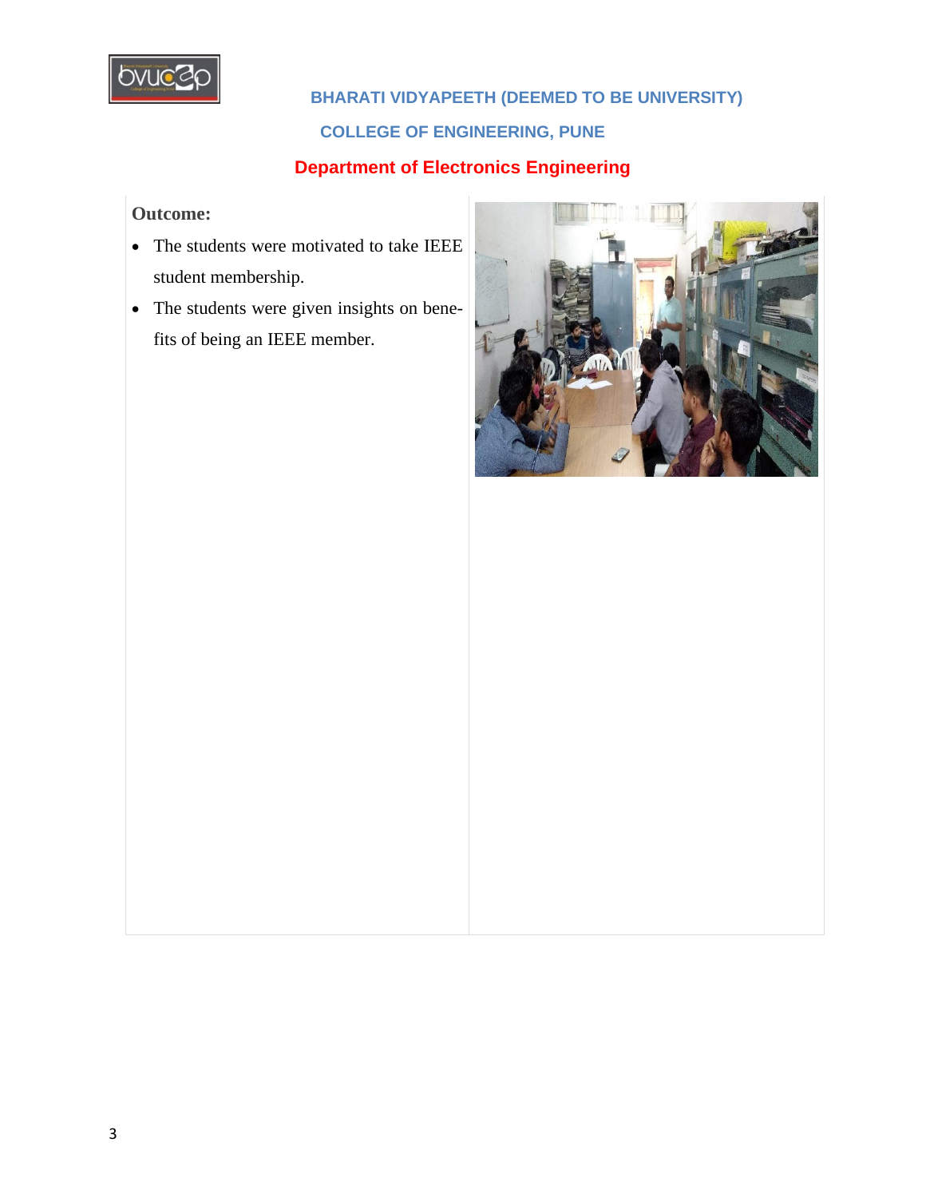**BHARATI VIDYAPEETH (DEEMED TO BE UNIVERSITY)**

**COLLEGE OF ENGINEERING, PUNE**

**Department of Electronics Engineering**

**Outcome:**

- The students were motivated to take IEEE student membership.
- The students were given insights on benefits of being an IEEE member.